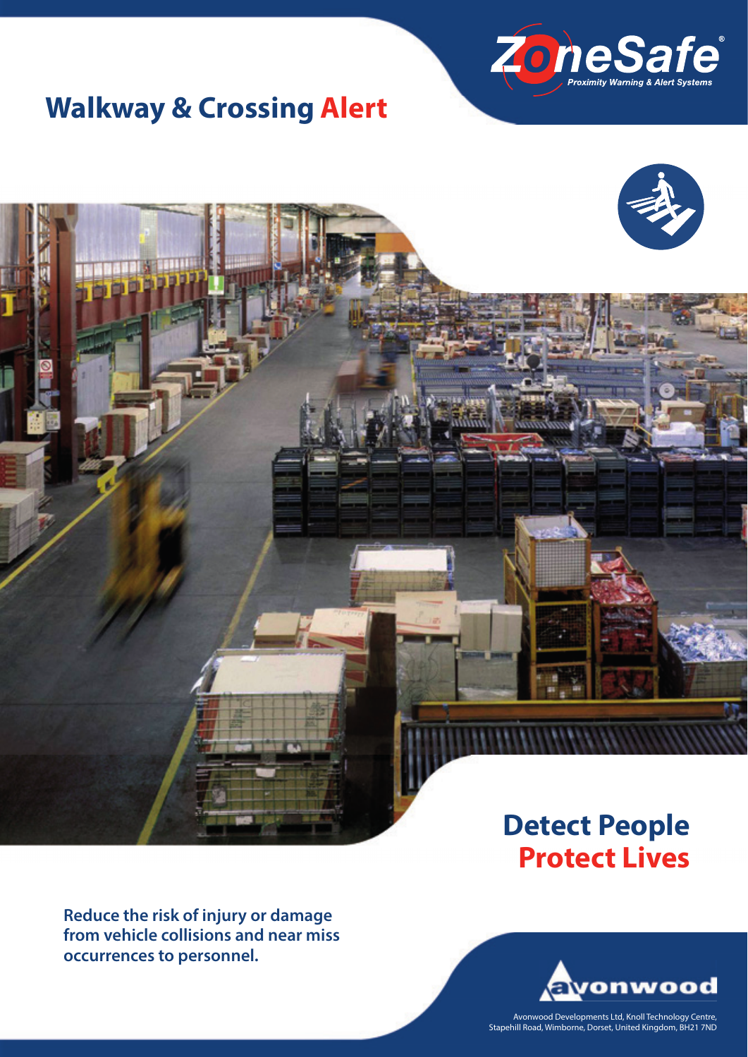ZoneSafe®

*Proximity Warning & Alert Systems*

# Walkway & Crossing Alert

## Detect People
## Protect Lives

**Reduce the risk of injury or damage from vehicle collisions and near miss occurrences to personnel.**

avonwood

Avonwood Developments Ltd, Knoll Technology Centre, Stapehill Road, Wimborne, Dorset, United Kingdom, BH21 7ND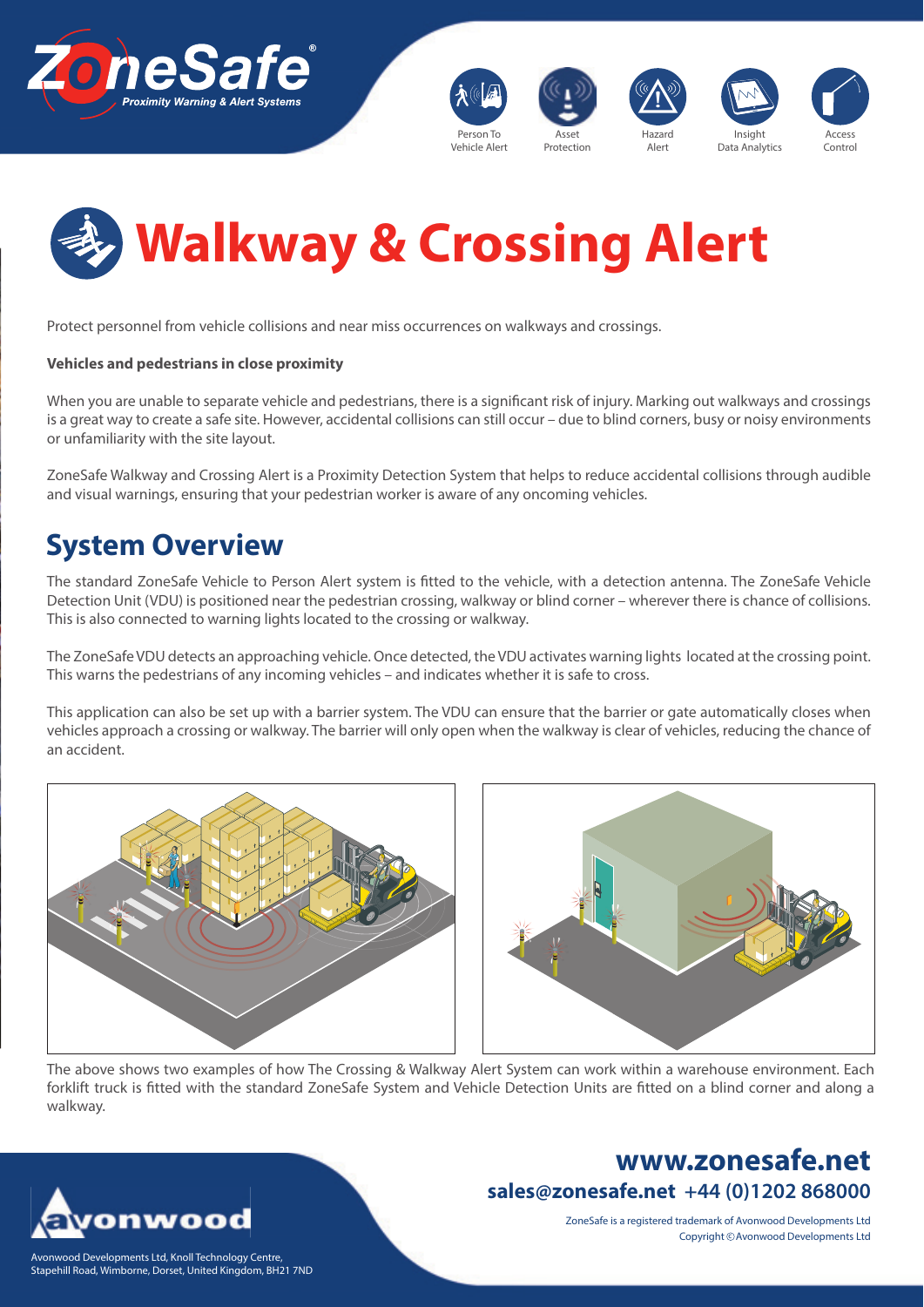ZoneSafe® Proximity Warning & Alert Systems

Person To Vehicle Alert
Asset Protection
Hazard Alert
Insight Data Analytics
Access Control

# Walkway & Crossing Alert

Protect personnel from vehicle collisions and near miss occurrences on walkways and crossings.

**Vehicles and pedestrians in close proximity**

When you are unable to separate vehicle and pedestrians, there is a significant risk of injury. Marking out walkways and crossings is a great way to create a safe site. However, accidental collisions can still occur – due to blind corners, busy or noisy environments or unfamiliarity with the site layout.

ZoneSafe Walkway and Crossing Alert is a Proximity Detection System that helps to reduce accidental collisions through audible and visual warnings, ensuring that your pedestrian worker is aware of any oncoming vehicles.

## System Overview

The standard ZoneSafe Vehicle to Person Alert system is fitted to the vehicle, with a detection antenna. The ZoneSafe Vehicle Detection Unit (VDU) is positioned near the pedestrian crossing, walkway or blind corner – wherever there is chance of collisions. This is also connected to warning lights located to the crossing or walkway.

The ZoneSafe VDU detects an approaching vehicle. Once detected, the VDU activates warning lights located at the crossing point. This warns the pedestrians of any incoming vehicles – and indicates whether it is safe to cross.

This application can also be set up with a barrier system. The VDU can ensure that the barrier or gate automatically closes when vehicles approach a crossing or walkway. The barrier will only open when the walkway is clear of vehicles, reducing the chance of an accident.

The above shows two examples of how The Crossing & Walkway Alert System can work within a warehouse environment. Each forklift truck is fitted with the standard ZoneSafe System and Vehicle Detection Units are fitted on a blind corner and along a walkway.

**www.zonesafe.net**
**sales@zonesafe.net +44 (0)1202 868000**

ZoneSafe is a registered trademark of Avonwood Developments Ltd
Copyright ©Avonwood Developments Ltd

avonwood

Avonwood Developments Ltd, Knoll Technology Centre, Stapehill Road, Wimborne, Dorset, United Kingdom, BH21 7ND